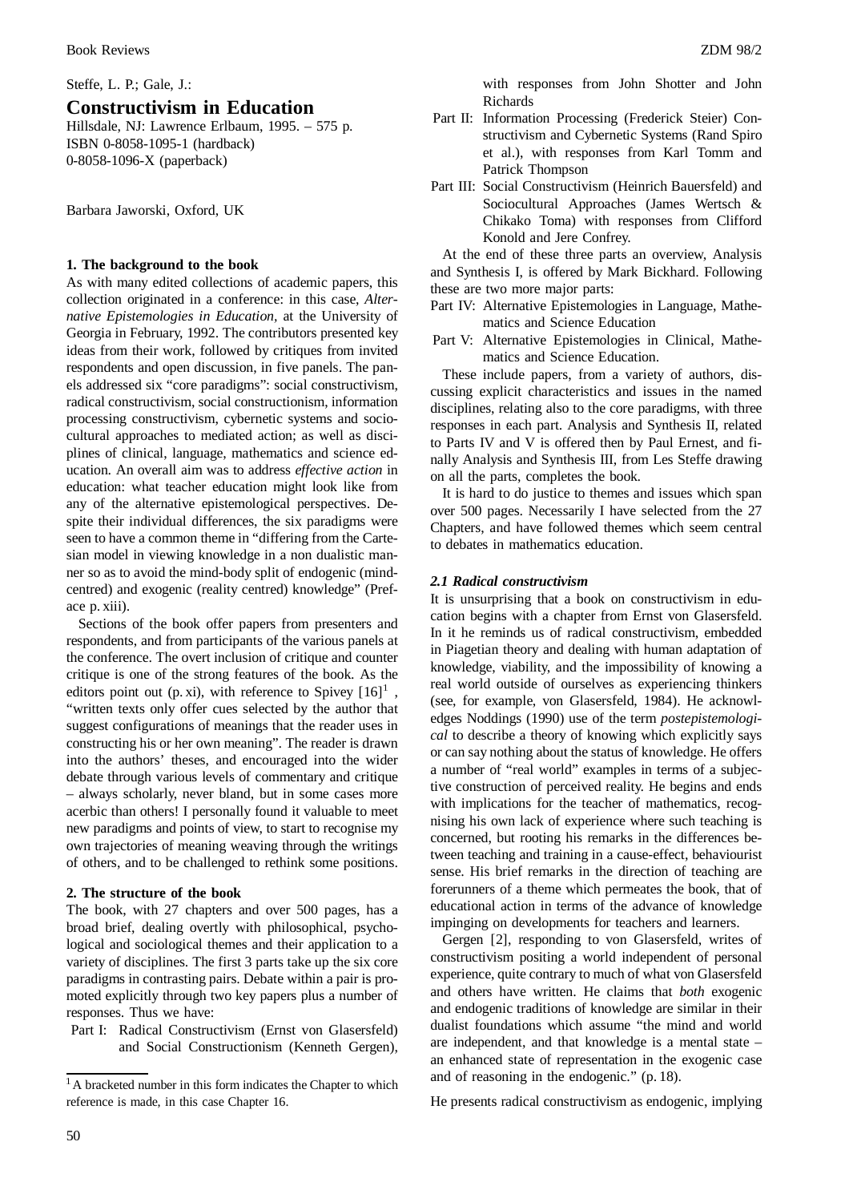Steffe, L. P.; Gale, J.:

# Constructivism in Education

Hillsdale, NJ: Lawrence Erlbaum, 1995. – 575 p.
ISBN 0-8058-1095-1 (hardback)
0-8058-1096-X (paperback)

Barbara Jaworski, Oxford, UK

### 1. The background to the book

As with many edited collections of academic papers, this collection originated in a conference: in this case, *Alternative Epistemologies in Education*, at the University of Georgia in February, 1992. The contributors presented key ideas from their work, followed by critiques from invited respondents and open discussion, in five panels. The panels addressed six "core paradigms": social constructivism, radical constructivism, social constructionism, information processing constructivism, cybernetic systems and sociocultural approaches to mediated action; as well as disciplines of clinical, language, mathematics and science education. An overall aim was to address *effective action* in education: what teacher education might look like from any of the alternative epistemological perspectives. Despite their individual differences, the six paradigms were seen to have a common theme in "differing from the Cartesian model in viewing knowledge in a non dualistic manner so as to avoid the mind-body split of endogenic (mind-centred) and exogenic (reality centred) knowledge" (Preface p. xiii).

Sections of the book offer papers from presenters and respondents, and from participants of the various panels at the conference. The overt inclusion of critique and counter critique is one of the strong features of the book. As the editors point out (p. xi), with reference to Spivey [16] [1] , "written texts only offer cues selected by the author that suggest configurations of meanings that the reader uses in constructing his or her own meaning". The reader is drawn into the authors' theses, and encouraged into the wider debate through various levels of commentary and critique – always scholarly, never bland, but in some cases more acerbic than others! I personally found it valuable to meet new paradigms and points of view, to start to recognise my own trajectories of meaning weaving through the writings of others, and to be challenged to rethink some positions.

### 2. The structure of the book

The book, with 27 chapters and over 500 pages, has a broad brief, dealing overtly with philosophical, psychological and sociological themes and their application to a variety of disciplines. The first 3 parts take up the six core paradigms in contrasting pairs. Debate within a pair is promoted explicitly through two key papers plus a number of responses. Thus we have:

- Part I: Radical Constructivism (Ernst von Glasersfeld) and Social Constructionism (Kenneth Gergen), with responses from John Shotter and John Richards
- Part II: Information Processing (Frederick Steier) Constructivism and Cybernetic Systems (Rand Spiro et al.), with responses from Karl Tomm and Patrick Thompson
- Part III: Social Constructivism (Heinrich Bauersfeld) and Sociocultural Approaches (James Wertsch & Chikako Toma) with responses from Clifford Konold and Jere Confrey.

At the end of these three parts an overview, Analysis and Synthesis I, is offered by Mark Bickhard. Following these are two more major parts:

- Part IV: Alternative Epistemologies in Language, Mathematics and Science Education
- Part V: Alternative Epistemologies in Clinical, Mathematics and Science Education.

These include papers, from a variety of authors, discussing explicit characteristics and issues in the named disciplines, relating also to the core paradigms, with three responses in each part. Analysis and Synthesis II, related to Parts IV and V is offered then by Paul Ernest, and finally Analysis and Synthesis III, from Les Steffe drawing on all the parts, completes the book.

It is hard to do justice to themes and issues which span over 500 pages. Necessarily I have selected from the 27 Chapters, and have followed themes which seem central to debates in mathematics education.

### *2.1 Radical constructivism*

It is unsurprising that a book on constructivism in education begins with a chapter from Ernst von Glasersfeld. In it he reminds us of radical constructivism, embedded in Piagetian theory and dealing with human adaptation of knowledge, viability, and the impossibility of knowing a real world outside of ourselves as experiencing thinkers (see, for example, von Glasersfeld, 1984). He acknowledges Noddings (1990) use of the term *postepistemological* to describe a theory of knowing which explicitly says or can say nothing about the status of knowledge. He offers a number of "real world" examples in terms of a subjective construction of perceived reality. He begins and ends with implications for the teacher of mathematics, recognising his own lack of experience where such teaching is concerned, but rooting his remarks in the differences between teaching and training in a cause-effect, behaviourist sense. His brief remarks in the direction of teaching are forerunners of a theme which permeates the book, that of educational action in terms of the advance of knowledge impinging on developments for teachers and learners.

Gergen [2], responding to von Glasersfeld, writes of constructivism positing a world independent of personal experience, quite contrary to much of what von Glasersfeld and others have written. He claims that *both* exogenic and endogenic traditions of knowledge are similar in their dualist foundations which assume "the mind and world are independent, and that knowledge is a mental state – an enhanced state of representation in the exogenic case and of reasoning in the endogenic." (p. 18).

He presents radical constructivism as endogenic, implying

[1] A bracketed number in this form indicates the Chapter to which reference is made, in this case Chapter 16.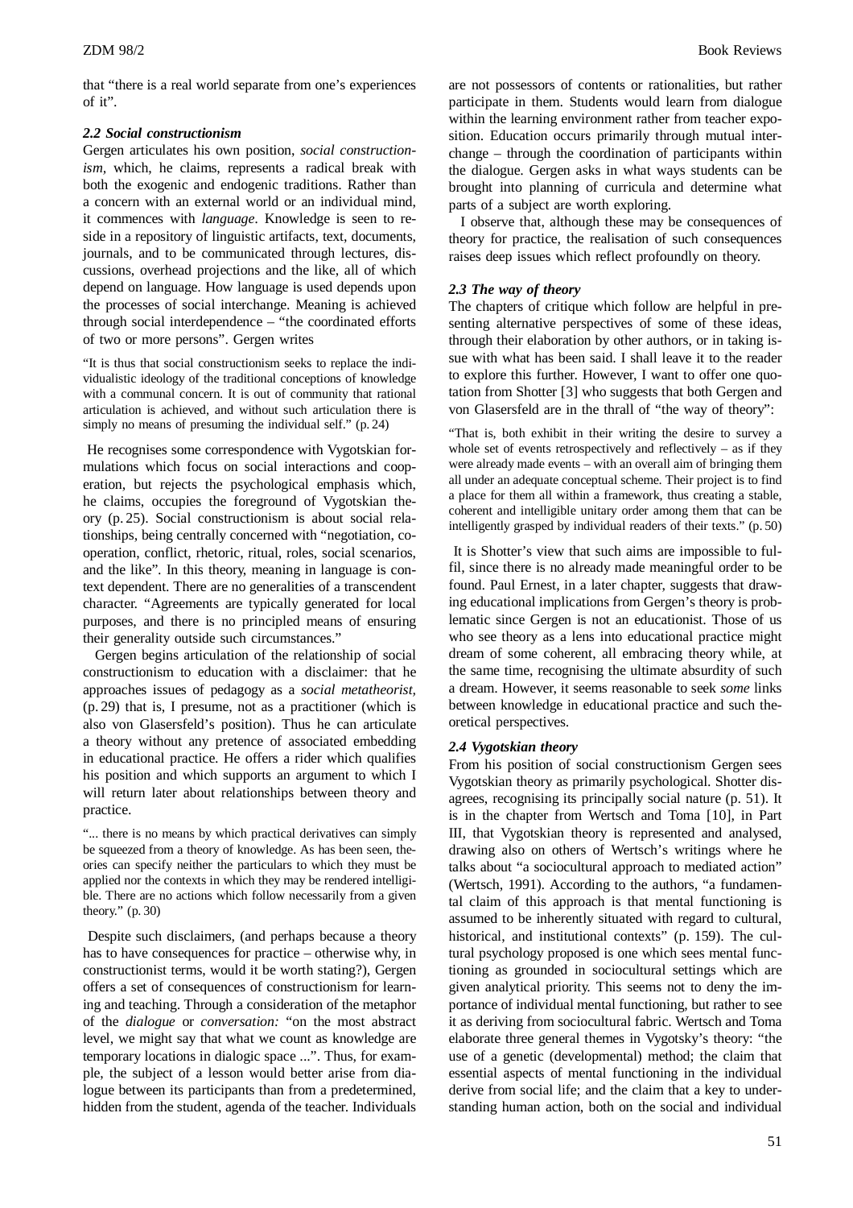that "there is a real world separate from one's experiences of it".

### *2.2 Social constructionism*

Gergen articulates his own position, *social constructionism,* which, he claims, represents a radical break with both the exogenic and endogenic traditions. Rather than a concern with an external world or an individual mind, it commences with *language*. Knowledge is seen to reside in a repository of linguistic artifacts, text, documents, journals, and to be communicated through lectures, discussions, overhead projections and the like, all of which depend on language. How language is used depends upon the processes of social interchange. Meaning is achieved through social interdependence – "the coordinated efforts of two or more persons". Gergen writes

> "It is thus that social constructionism seeks to replace the individualistic ideology of the traditional conceptions of knowledge with a communal concern. It is out of community that rational articulation is achieved, and without such articulation there is simply no means of presuming the individual self." (p. 24)

He recognises some correspondence with Vygotskian formulations which focus on social interactions and cooperation, but rejects the psychological emphasis which, he claims, occupies the foreground of Vygotskian theory (p. 25). Social constructionism is about social relationships, being centrally concerned with "negotiation, cooperation, conflict, rhetoric, ritual, roles, social scenarios, and the like". In this theory, meaning in language is context dependent. There are no generalities of a transcendent character. "Agreements are typically generated for local purposes, and there is no principled means of ensuring their generality outside such circumstances."

Gergen begins articulation of the relationship of social constructionism to education with a disclaimer: that he approaches issues of pedagogy as a *social metatheorist,* (p. 29) that is, I presume, not as a practitioner (which is also von Glasersfeld's position). Thus he can articulate a theory without any pretence of associated embedding in educational practice. He offers a rider which qualifies his position and which supports an argument to which I will return later about relationships between theory and practice.

> "... there is no means by which practical derivatives can simply be squeezed from a theory of knowledge. As has been seen, theories can specify neither the particulars to which they must be applied nor the contexts in which they may be rendered intelligible. There are no actions which follow necessarily from a given theory." (p. 30)

Despite such disclaimers, (and perhaps because a theory has to have consequences for practice – otherwise why, in constructionist terms, would it be worth stating?), Gergen offers a set of consequences of constructionism for learning and teaching. Through a consideration of the metaphor of the *dialogue* or *conversation:* "on the most abstract level, we might say that what we count as knowledge are temporary locations in dialogic space ...". Thus, for example, the subject of a lesson would better arise from dialogue between its participants than from a predetermined, hidden from the student, agenda of the teacher. Individuals are not possessors of contents or rationalities, but rather participate in them. Students would learn from dialogue within the learning environment rather from teacher exposition. Education occurs primarily through mutual interchange – through the coordination of participants within the dialogue. Gergen asks in what ways students can be brought into planning of curricula and determine what parts of a subject are worth exploring.

I observe that, although these may be consequences of theory for practice, the realisation of such consequences raises deep issues which reflect profoundly on theory.

### *2.3 The way of theory*

The chapters of critique which follow are helpful in presenting alternative perspectives of some of these ideas, through their elaboration by other authors, or in taking issue with what has been said. I shall leave it to the reader to explore this further. However, I want to offer one quotation from Shotter [3] who suggests that both Gergen and von Glasersfeld are in the thrall of "the way of theory":

> "That is, both exhibit in their writing the desire to survey a whole set of events retrospectively and reflectively – as if they were already made events – with an overall aim of bringing them all under an adequate conceptual scheme. Their project is to find a place for them all within a framework, thus creating a stable, coherent and intelligible unitary order among them that can be intelligently grasped by individual readers of their texts." (p. 50)

It is Shotter's view that such aims are impossible to fulfil, since there is no already made meaningful order to be found. Paul Ernest, in a later chapter, suggests that drawing educational implications from Gergen's theory is problematic since Gergen is not an educationist. Those of us who see theory as a lens into educational practice might dream of some coherent, all embracing theory while, at the same time, recognising the ultimate absurdity of such a dream. However, it seems reasonable to seek *some* links between knowledge in educational practice and such theoretical perspectives.

### *2.4 Vygotskian theory*

From his position of social constructionism Gergen sees Vygotskian theory as primarily psychological. Shotter disagrees, recognising its principally social nature (p. 51). It is in the chapter from Wertsch and Toma [10], in Part III, that Vygotskian theory is represented and analysed, drawing also on others of Wertsch's writings where he talks about "a sociocultural approach to mediated action" (Wertsch, 1991). According to the authors, "a fundamental claim of this approach is that mental functioning is assumed to be inherently situated with regard to cultural, historical, and institutional contexts" (p. 159). The cultural psychology proposed is one which sees mental functioning as grounded in sociocultural settings which are given analytical priority. This seems not to deny the importance of individual mental functioning, but rather to see it as deriving from sociocultural fabric. Wertsch and Toma elaborate three general themes in Vygotsky's theory: "the use of a genetic (developmental) method; the claim that essential aspects of mental functioning in the individual derive from social life; and the claim that a key to understanding human action, both on the social and individual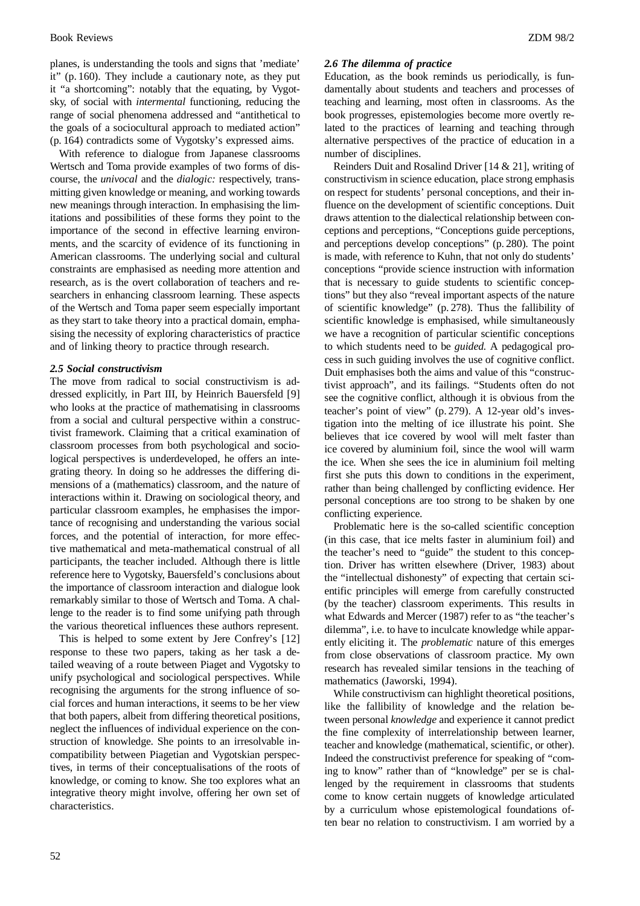planes, is understanding the tools and signs that 'mediate' it" (p. 160). They include a cautionary note, as they put it "a shortcoming": notably that the equating, by Vygotsky, of social with *intermental* functioning, reducing the range of social phenomena addressed and "antithetical to the goals of a sociocultural approach to mediated action" (p. 164) contradicts some of Vygotsky's expressed aims.

With reference to dialogue from Japanese classrooms Wertsch and Toma provide examples of two forms of discourse, the *univocal* and the *dialogic:* respectively, transmitting given knowledge or meaning, and working towards new meanings through interaction. In emphasising the limitations and possibilities of these forms they point to the importance of the second in effective learning environments, and the scarcity of evidence of its functioning in American classrooms. The underlying social and cultural constraints are emphasised as needing more attention and research, as is the overt collaboration of teachers and researchers in enhancing classroom learning. These aspects of the Wertsch and Toma paper seem especially important as they start to take theory into a practical domain, emphasising the necessity of exploring characteristics of practice and of linking theory to practice through research.

### *2.5 Social constructivism*

The move from radical to social constructivism is addressed explicitly, in Part III, by Heinrich Bauersfeld [9] who looks at the practice of mathematising in classrooms from a social and cultural perspective within a constructivist framework. Claiming that a critical examination of classroom processes from both psychological and sociological perspectives is underdeveloped, he offers an integrating theory. In doing so he addresses the differing dimensions of a (mathematics) classroom, and the nature of interactions within it. Drawing on sociological theory, and particular classroom examples, he emphasises the importance of recognising and understanding the various social forces, and the potential of interaction, for more effective mathematical and meta-mathematical construal of all participants, the teacher included. Although there is little reference here to Vygotsky, Bauersfeld's conclusions about the importance of classroom interaction and dialogue look remarkably similar to those of Wertsch and Toma. A challenge to the reader is to find some unifying path through the various theoretical influences these authors represent.

This is helped to some extent by Jere Confrey's [12] response to these two papers, taking as her task a detailed weaving of a route between Piaget and Vygotsky to unify psychological and sociological perspectives. While recognising the arguments for the strong influence of social forces and human interactions, it seems to be her view that both papers, albeit from differing theoretical positions, neglect the influences of individual experience on the construction of knowledge. She points to an irresolvable incompatibility between Piagetian and Vygotskian perspectives, in terms of their conceptualisations of the roots of knowledge, or coming to know. She too explores what an integrative theory might involve, offering her own set of characteristics.

### *2.6 The dilemma of practice*

Education, as the book reminds us periodically, is fundamentally about students and teachers and processes of teaching and learning, most often in classrooms. As the book progresses, epistemologies become more overtly related to the practices of learning and teaching through alternative perspectives of the practice of education in a number of disciplines.

Reinders Duit and Rosalind Driver [14 & 21], writing of constructivism in science education, place strong emphasis on respect for students' personal conceptions, and their influence on the development of scientific conceptions. Duit draws attention to the dialectical relationship between conceptions and perceptions, "Conceptions guide perceptions, and perceptions develop conceptions" (p. 280). The point is made, with reference to Kuhn, that not only do students' conceptions "provide science instruction with information that is necessary to guide students to scientific conceptions" but they also "reveal important aspects of the nature of scientific knowledge" (p. 278). Thus the fallibility of scientific knowledge is emphasised, while simultaneously we have a recognition of particular scientific conceptions to which students need to be *guided.* A pedagogical process in such guiding involves the use of cognitive conflict. Duit emphasises both the aims and value of this "constructivist approach", and its failings. "Students often do not see the cognitive conflict, although it is obvious from the teacher's point of view" (p. 279). A 12-year old's investigation into the melting of ice illustrate his point. She believes that ice covered by wool will melt faster than ice covered by aluminium foil, since the wool will warm the ice. When she sees the ice in aluminium foil melting first she puts this down to conditions in the experiment, rather than being challenged by conflicting evidence. Her personal conceptions are too strong to be shaken by one conflicting experience.

Problematic here is the so-called scientific conception (in this case, that ice melts faster in aluminium foil) and the teacher's need to "guide" the student to this conception. Driver has written elsewhere (Driver, 1983) about the "intellectual dishonesty" of expecting that certain scientific principles will emerge from carefully constructed (by the teacher) classroom experiments. This results in what Edwards and Mercer (1987) refer to as "the teacher's dilemma", i.e. to have to inculcate knowledge while apparently eliciting it. The *problematic* nature of this emerges from close observations of classroom practice. My own research has revealed similar tensions in the teaching of mathematics (Jaworski, 1994).

While constructivism can highlight theoretical positions, like the fallibility of knowledge and the relation between personal *knowledge* and experience it cannot predict the fine complexity of interrelationship between learner, teacher and knowledge (mathematical, scientific, or other). Indeed the constructivist preference for speaking of "coming to know" rather than of "knowledge" per se is challenged by the requirement in classrooms that students come to know certain nuggets of knowledge articulated by a curriculum whose epistemological foundations often bear no relation to constructivism. I am worried by a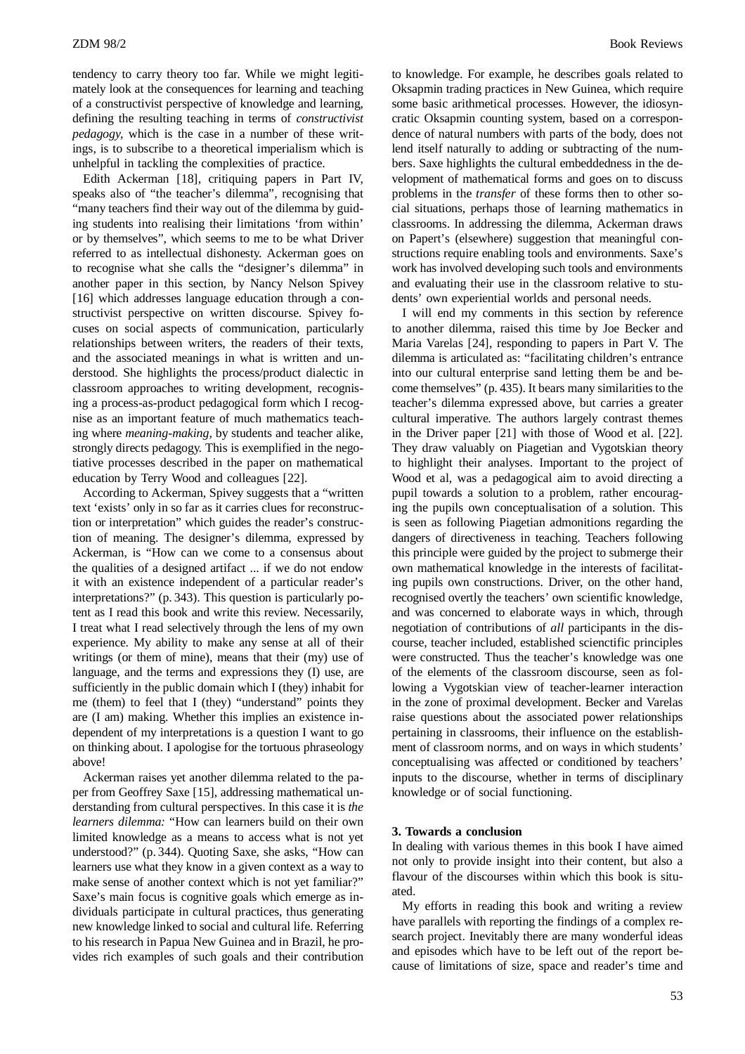tendency to carry theory too far. While we might legitimately look at the consequences for learning and teaching of a constructivist perspective of knowledge and learning, defining the resulting teaching in terms of *constructivist pedagogy*, which is the case in a number of these writings, is to subscribe to a theoretical imperialism which is unhelpful in tackling the complexities of practice.

Edith Ackerman [18], critiquing papers in Part IV, speaks also of "the teacher's dilemma", recognising that "many teachers find their way out of the dilemma by guiding students into realising their limitations 'from within' or by themselves", which seems to me to be what Driver referred to as intellectual dishonesty. Ackerman goes on to recognise what she calls the "designer's dilemma" in another paper in this section, by Nancy Nelson Spivey [16] which addresses language education through a constructivist perspective on written discourse. Spivey focuses on social aspects of communication, particularly relationships between writers, the readers of their texts, and the associated meanings in what is written and understood. She highlights the process/product dialectic in classroom approaches to writing development, recognising a process-as-product pedagogical form which I recognise as an important feature of much mathematics teaching where *meaning-making*, by students and teacher alike, strongly directs pedagogy. This is exemplified in the negotiative processes described in the paper on mathematical education by Terry Wood and colleagues [22].

According to Ackerman, Spivey suggests that a "written text 'exists' only in so far as it carries clues for reconstruction or interpretation" which guides the reader's construction of meaning. The designer's dilemma, expressed by Ackerman, is "How can we come to a consensus about the qualities of a designed artifact ... if we do not endow it with an existence independent of a particular reader's interpretations?" (p. 343). This question is particularly potent as I read this book and write this review. Necessarily, I treat what I read selectively through the lens of my own experience. My ability to make any sense at all of their writings (or them of mine), means that their (my) use of language, and the terms and expressions they (I) use, are sufficiently in the public domain which I (they) inhabit for me (them) to feel that I (they) "understand" points they are (I am) making. Whether this implies an existence independent of my interpretations is a question I want to go on thinking about. I apologise for the tortuous phraseology above!

Ackerman raises yet another dilemma related to the paper from Geoffrey Saxe [15], addressing mathematical understanding from cultural perspectives. In this case it is *the learners dilemma:* "How can learners build on their own limited knowledge as a means to access what is not yet understood?" (p. 344). Quoting Saxe, she asks, "How can learners use what they know in a given context as a way to make sense of another context which is not yet familiar?" Saxe's main focus is cognitive goals which emerge as individuals participate in cultural practices, thus generating new knowledge linked to social and cultural life. Referring to his research in Papua New Guinea and in Brazil, he provides rich examples of such goals and their contribution to knowledge. For example, he describes goals related to Oksapmin trading practices in New Guinea, which require some basic arithmetical processes. However, the idiosyncratic Oksapmin counting system, based on a correspondence of natural numbers with parts of the body, does not lend itself naturally to adding or subtracting of the numbers. Saxe highlights the cultural embeddedness in the development of mathematical forms and goes on to discuss problems in the *transfer* of these forms then to other social situations, perhaps those of learning mathematics in classrooms. In addressing the dilemma, Ackerman draws on Papert's (elsewhere) suggestion that meaningful constructions require enabling tools and environments. Saxe's work has involved developing such tools and environments and evaluating their use in the classroom relative to students' own experiential worlds and personal needs.

I will end my comments in this section by reference to another dilemma, raised this time by Joe Becker and Maria Varelas [24], responding to papers in Part V. The dilemma is articulated as: "facilitating children's entrance into our cultural enterprise sand letting them be and become themselves" (p. 435). It bears many similarities to the teacher's dilemma expressed above, but carries a greater cultural imperative. The authors largely contrast themes in the Driver paper [21] with those of Wood et al. [22]. They draw valuably on Piagetian and Vygotskian theory to highlight their analyses. Important to the project of Wood et al, was a pedagogical aim to avoid directing a pupil towards a solution to a problem, rather encouraging the pupils own conceptualisation of a solution. This is seen as following Piagetian admonitions regarding the dangers of directiveness in teaching. Teachers following this principle were guided by the project to submerge their own mathematical knowledge in the interests of facilitating pupils own constructions. Driver, on the other hand, recognised overtly the teachers' own scientific knowledge, and was concerned to elaborate ways in which, through negotiation of contributions of *all* participants in the discourse, teacher included, established scienctific principles were constructed. Thus the teacher's knowledge was one of the elements of the classroom discourse, seen as following a Vygotskian view of teacher-learner interaction in the zone of proximal development. Becker and Varelas raise questions about the associated power relationships pertaining in classrooms, their influence on the establishment of classroom norms, and on ways in which students' conceptualising was affected or conditioned by teachers' inputs to the discourse, whether in terms of disciplinary knowledge or of social functioning.

## 3. Towards a conclusion

In dealing with various themes in this book I have aimed not only to provide insight into their content, but also a flavour of the discourses within which this book is situated.

My efforts in reading this book and writing a review have parallels with reporting the findings of a complex research project. Inevitably there are many wonderful ideas and episodes which have to be left out of the report because of limitations of size, space and reader's time and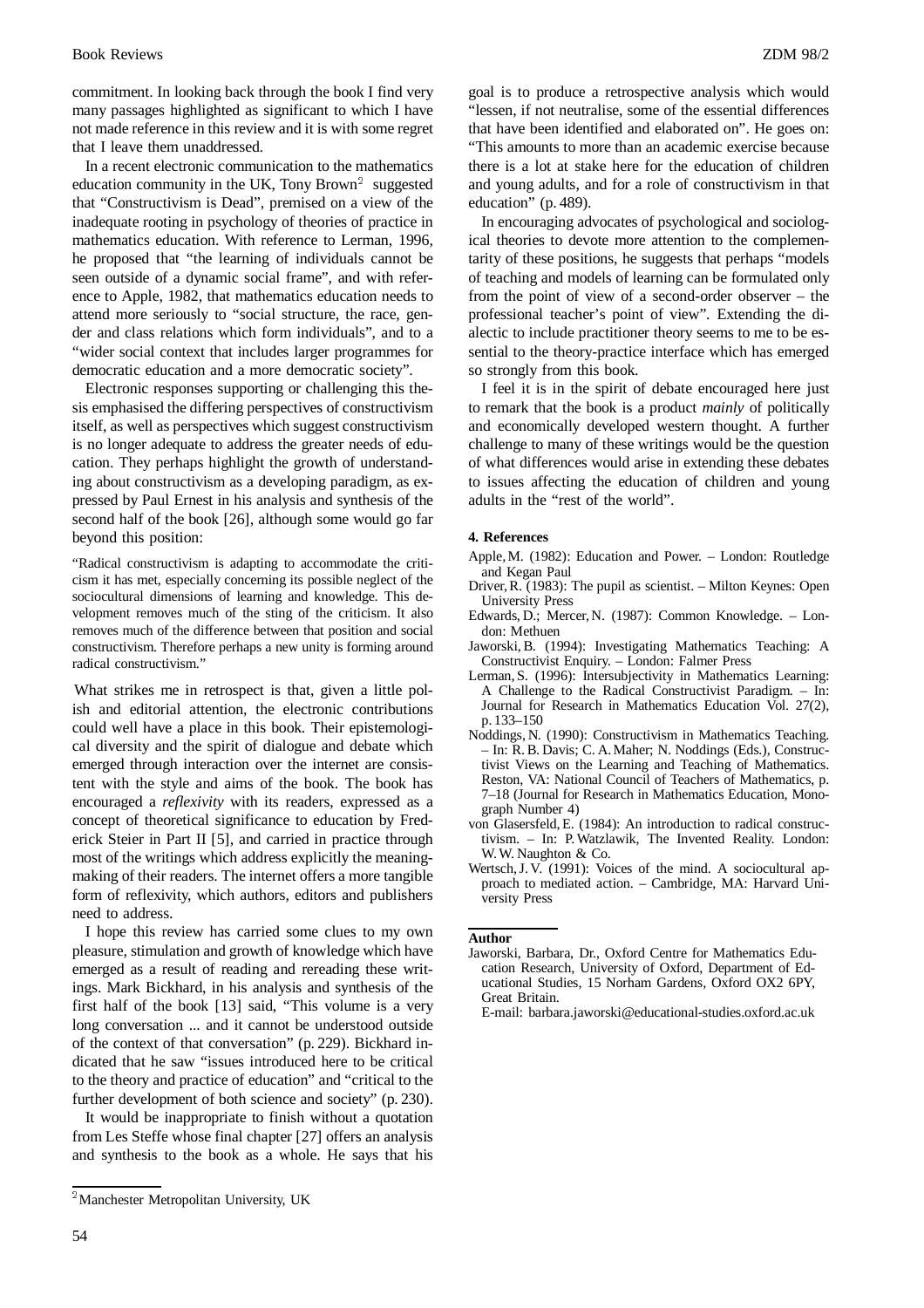commitment. In looking back through the book I find very many passages highlighted as significant to which I have not made reference in this review and it is with some regret that I leave them unaddressed.

In a recent electronic communication to the mathematics education community in the UK, Tony Brown[2] suggested that "Constructivism is Dead", premised on a view of the inadequate rooting in psychology of theories of practice in mathematics education. With reference to Lerman, 1996, he proposed that "the learning of individuals cannot be seen outside of a dynamic social frame", and with reference to Apple, 1982, that mathematics education needs to attend more seriously to "social structure, the race, gender and class relations which form individuals", and to a "wider social context that includes larger programmes for democratic education and a more democratic society".

Electronic responses supporting or challenging this thesis emphasised the differing perspectives of constructivism itself, as well as perspectives which suggest constructivism is no longer adequate to address the greater needs of education. They perhaps highlight the growth of understanding about constructivism as a developing paradigm, as expressed by Paul Ernest in his analysis and synthesis of the second half of the book [26], although some would go far beyond this position:

> "Radical constructivism is adapting to accommodate the criticism it has met, especially concerning its possible neglect of the sociocultural dimensions of learning and knowledge. This development removes much of the sting of the criticism. It also removes much of the difference between that position and social constructivism. Therefore perhaps a new unity is forming around radical constructivism."

What strikes me in retrospect is that, given a little polish and editorial attention, the electronic contributions could well have a place in this book. Their epistemological diversity and the spirit of dialogue and debate which emerged through interaction over the internet are consistent with the style and aims of the book. The book has encouraged a *reflexivity* with its readers, expressed as a concept of theoretical significance to education by Frederick Steier in Part II [5], and carried in practice through most of the writings which address explicitly the meaning-making of their readers. The internet offers a more tangible form of reflexivity, which authors, editors and publishers need to address.

I hope this review has carried some clues to my own pleasure, stimulation and growth of knowledge which have emerged as a result of reading and rereading these writings. Mark Bickhard, in his analysis and synthesis of the first half of the book [13] said, "This volume is a very long conversation ... and it cannot be understood outside of the context of that conversation" (p. 229). Bickhard indicated that he saw "issues introduced here to be critical to the theory and practice of education" and "critical to the further development of both science and society" (p. 230).

It would be inappropriate to finish without a quotation from Les Steffe whose final chapter [27] offers an analysis and synthesis to the book as a whole. He says that his goal is to produce a retrospective analysis which would "lessen, if not neutralise, some of the essential differences that have been identified and elaborated on". He goes on: "This amounts to more than an academic exercise because there is a lot at stake here for the education of children and young adults, and for a role of constructivism in that education" (p. 489).

In encouraging advocates of psychological and sociological theories to devote more attention to the complementarity of these positions, he suggests that perhaps "models of teaching and models of learning can be formulated only from the point of view of a second-order observer – the professional teacher's point of view". Extending the dialectic to include practitioner theory seems to me to be essential to the theory-practice interface which has emerged so strongly from this book.

I feel it is in the spirit of debate encouraged here just to remark that the book is a product *mainly* of politically and economically developed western thought. A further challenge to many of these writings would be the question of what differences would arise in extending these debates to issues affecting the education of children and young adults in the "rest of the world".

## 4. References

Apple, M. (1982): Education and Power. – London: Routledge and Kegan Paul

Driver, R. (1983): The pupil as scientist. – Milton Keynes: Open University Press

Edwards, D.; Mercer, N. (1987): Common Knowledge. – London: Methuen

Jaworski, B. (1994): Investigating Mathematics Teaching: A Constructivist Enquiry. – London: Falmer Press

Lerman, S. (1996): Intersubjectivity in Mathematics Learning: A Challenge to the Radical Constructivist Paradigm. – In: Journal for Research in Mathematics Education Vol. 27(2), p. 133–150

Noddings, N. (1990): Constructivism in Mathematics Teaching. – In: R. B. Davis; C. A. Maher; N. Noddings (Eds.), Constructivist Views on the Learning and Teaching of Mathematics. Reston, VA: National Council of Teachers of Mathematics, p. 7–18 (Journal for Research in Mathematics Education, Monograph Number 4)

von Glasersfeld, E. (1984): An introduction to radical constructivism. – In: P. Watzlawik, The Invented Reality. London: W. W. Naughton & Co.

Wertsch, J. V. (1991): Voices of the mind. A sociocultural approach to mediated action. – Cambridge, MA: Harvard University Press

**Author**

Jaworski, Barbara, Dr., Oxford Centre for Mathematics Education Research, University of Oxford, Department of Educational Studies, 15 Norham Gardens, Oxford OX2 6PY, Great Britain.
E-mail: barbara.jaworski@educational-studies.oxford.ac.uk

[2] Manchester Metropolitan University, UK